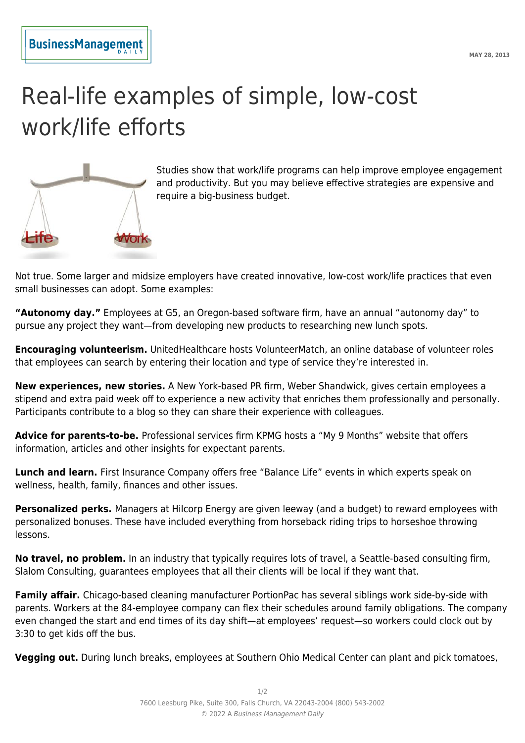# Real-life examples of simple, low-cost work/life efforts

Studies show that work/life programs can help improve employee engagement and productivity. But you may believe effective strategies are expensive and require a big-business budget.

Not true. Some larger and midsize employers have created innovative, low-cost work/life practices that even small businesses can adopt. Some examples:

**"Autonomy day."** Employees at G5, an Oregon-based software firm, have an annual "autonomy day" to pursue any project they want—from developing new products to researching new lunch spots.

**Encouraging volunteerism.** UnitedHealthcare hosts VolunteerMatch, an online database of volunteer roles that employees can search by entering their location and type of service they're interested in.

**New experiences, new stories.** A New York-based PR firm, Weber Shandwick, gives certain employees a stipend and extra paid week off to experience a new activity that enriches them professionally and personally. Participants contribute to a blog so they can share their experience with colleagues.

**Advice for parents-to-be.** Professional services firm KPMG hosts a "My 9 Months" website that offers information, articles and other insights for expectant parents.

**Lunch and learn.** First Insurance Company offers free "Balance Life" events in which experts speak on wellness, health, family, finances and other issues.

**Personalized perks.** Managers at Hilcorp Energy are given leeway (and a budget) to reward employees with personalized bonuses. These have included everything from horseback riding trips to horseshoe throwing lessons.

**No travel, no problem.** In an industry that typically requires lots of travel, a Seattle-based consulting firm, Slalom Consulting, guarantees employees that all their clients will be local if they want that.

**Family affair.** Chicago-based cleaning manufacturer PortionPac has several siblings work side-by-side with parents. Workers at the 84-employee company can flex their schedules around family obligations. The company even changed the start and end times of its day shift—at employees' request—so workers could clock out by 3:30 to get kids off the bus.

**Vegging out.** During lunch breaks, employees at Southern Ohio Medical Center can plant and pick tomatoes,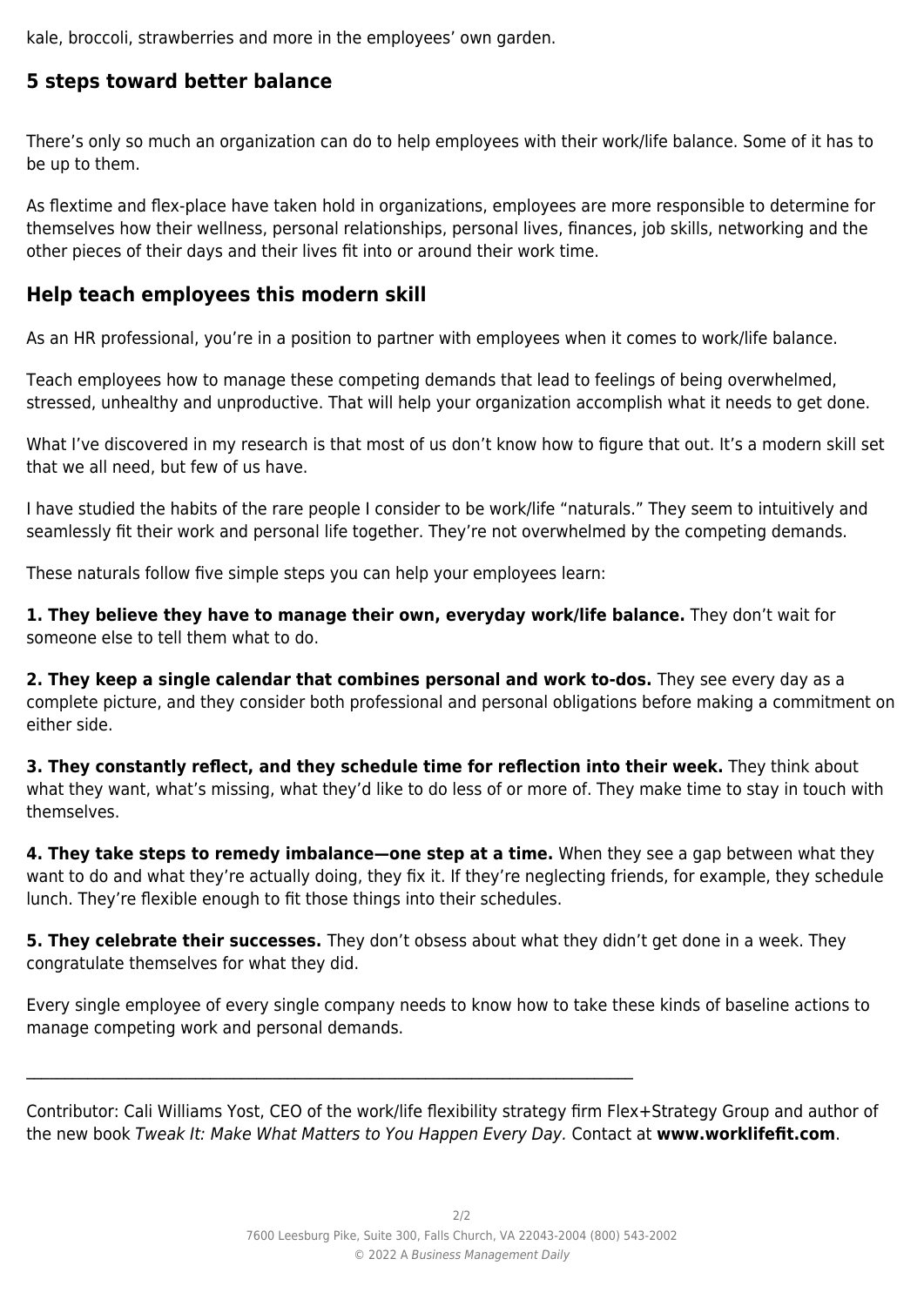kale, broccoli, strawberries and more in the employees' own garden.

## 5 steps toward better balance

There's only so much an organization can do to help employees with their work/life balance. Some of it has to be up to them.

As flextime and flex-place have taken hold in organizations, employees are more responsible to determine for themselves how their wellness, personal relationships, personal lives, finances, job skills, networking and the other pieces of their days and their lives fit into or around their work time.

## Help teach employees this modern skill

As an HR professional, you're in a position to partner with employees when it comes to work/life balance.

Teach employees how to manage these competing demands that lead to feelings of being overwhelmed, stressed, unhealthy and unproductive. That will help your organization accomplish what it needs to get done.

What I've discovered in my research is that most of us don't know how to figure that out. It's a modern skill set that we all need, but few of us have.

I have studied the habits of the rare people I consider to be work/life "naturals." They seem to intuitively and seamlessly fit their work and personal life together. They're not overwhelmed by the competing demands.

These naturals follow five simple steps you can help your employees learn:

**1. They believe they have to manage their own, everyday work/life balance.** They don't wait for someone else to tell them what to do.

**2. They keep a single calendar that combines personal and work to-dos.** They see every day as a complete picture, and they consider both professional and personal obligations before making a commitment on either side.

**3. They constantly reflect, and they schedule time for reflection into their week.** They think about what they want, what's missing, what they'd like to do less of or more of. They make time to stay in touch with themselves.

**4. They take steps to remedy imbalance—one step at a time.** When they see a gap between what they want to do and what they're actually doing, they fix it. If they're neglecting friends, for example, they schedule lunch. They're flexible enough to fit those things into their schedules.

**5. They celebrate their successes.** They don't obsess about what they didn't get done in a week. They congratulate themselves for what they did.

Every single employee of every single company needs to know how to take these kinds of baseline actions to manage competing work and personal demands.

---

Contributor: Cali Williams Yost, CEO of the work/life flexibility strategy firm Flex+Strategy Group and author of the new book *Tweak It: Make What Matters to You Happen Every Day.* Contact at **www.worklifefit.com**.

7600 Leesburg Pike, Suite 300, Falls Church, VA 22043-2004 (800) 543-2002
© 2022 A *Business Management Daily*